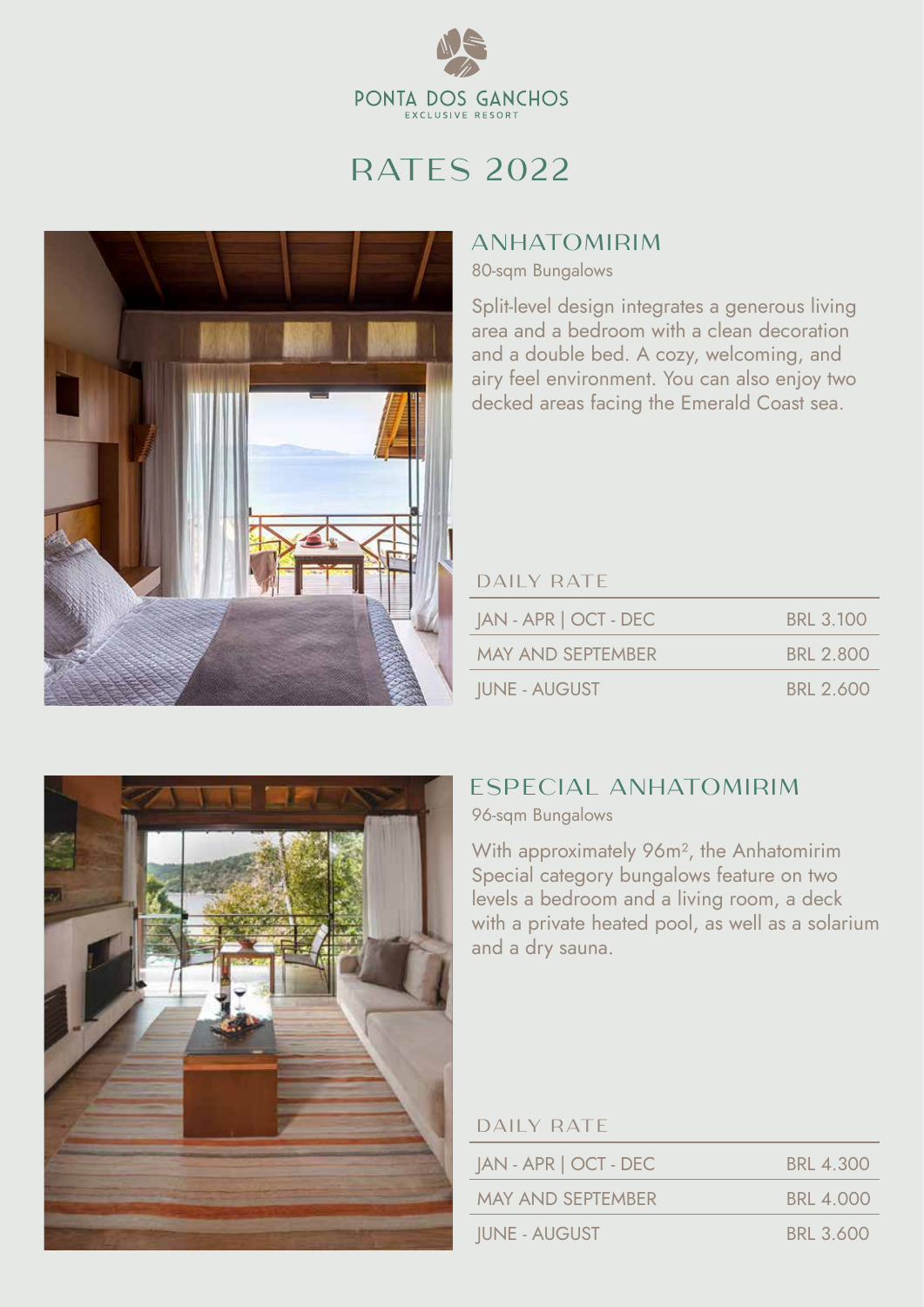PONTA DOS GANCHOS
EXCLUSIVE RESORT

# RATES 2022

## ANHATOMIRIM

80-sqm Bungalows

Split-level design integrates a generous living area and a bedroom with a clean decoration and a double bed. A cozy, welcoming, and airy feel environment. You can also enjoy two decked areas facing the Emerald Coast sea.

| DAILY RATE | |
|---|---|
| JAN - APR \| OCT - DEC | BRL 3.100 |
| MAY AND SEPTEMBER | BRL 2.800 |
| JUNE - AUGUST | BRL 2.600 |

## ESPECIAL ANHATOMIRIM

96-sqm Bungalows

With approximately 96m², the Anhatomirim Special category bungalows feature on two levels a bedroom and a living room, a deck with a private heated pool, as well as a solarium and a dry sauna.

| DAILY RATE | |
|---|---|
| JAN - APR \| OCT - DEC | BRL 4.300 |
| MAY AND SEPTEMBER | BRL 4.000 |
| JUNE - AUGUST | BRL 3.600 |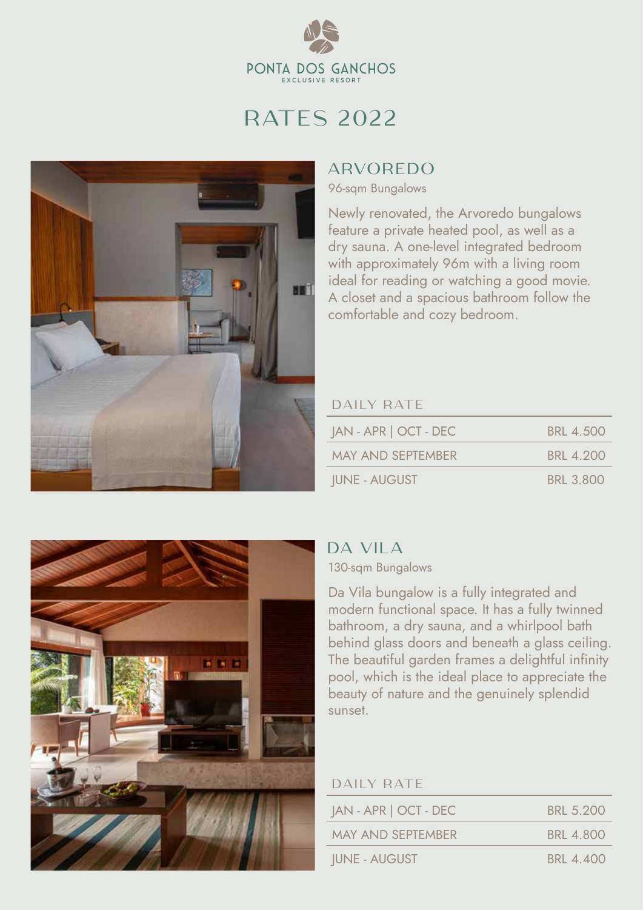PONTA DOS GANCHOS
EXCLUSIVE RESORT

# RATES 2022

## ARVOREDO

96-sqm Bungalows

Newly renovated, the Arvoredo bungalows feature a private heated pool, as well as a dry sauna. A one-level integrated bedroom with approximately 96m with a living room ideal for reading or watching a good movie. A closet and a spacious bathroom follow the comfortable and cozy bedroom.

| DAILY RATE | |
| --- | --- |
| JAN - APR \| OCT - DEC | BRL 4.500 |
| MAY AND SEPTEMBER | BRL 4.200 |
| JUNE - AUGUST | BRL 3.800 |

## DA VILA

130-sqm Bungalows

Da Vila bungalow is a fully integrated and modern functional space. It has a fully twinned bathroom, a dry sauna, and a whirlpool bath behind glass doors and beneath a glass ceiling. The beautiful garden frames a delightful infinity pool, which is the ideal place to appreciate the beauty of nature and the genuinely splendid sunset.

| DAILY RATE | |
| --- | --- |
| JAN - APR \| OCT - DEC | BRL 5.200 |
| MAY AND SEPTEMBER | BRL 4.800 |
| JUNE - AUGUST | BRL 4.400 |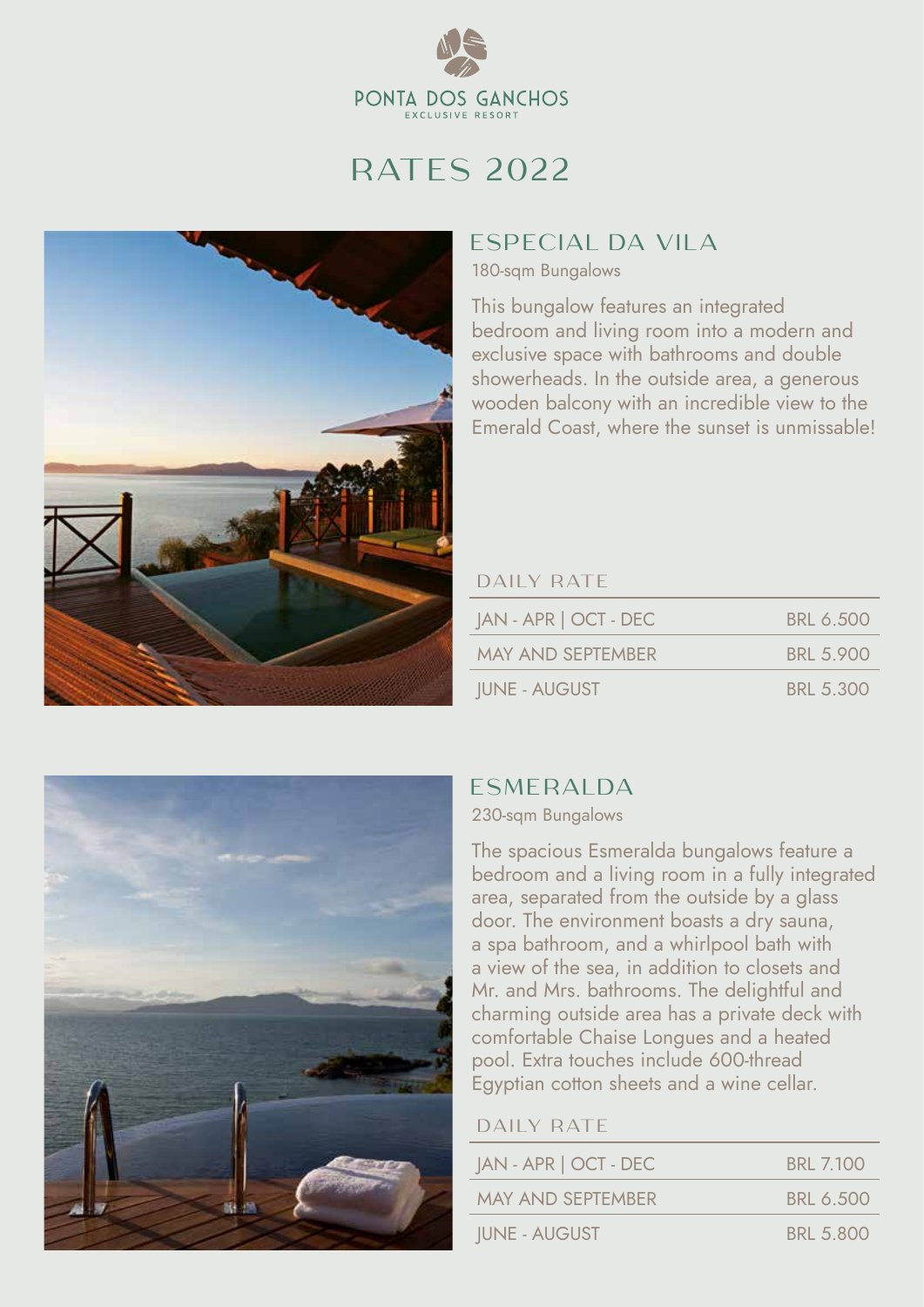PONTA DOS GANCHOS
EXCLUSIVE RESORT

# RATES 2022

## ESPECIAL DA VILA

180-sqm Bungalows

This bungalow features an integrated bedroom and living room into a modern and exclusive space with bathrooms and double showerheads. In the outside area, a generous wooden balcony with an incredible view to the Emerald Coast, where the sunset is unmissable!

| DAILY RATE | |
|---|---|
| JAN - APR \| OCT - DEC | BRL 6.500 |
| MAY AND SEPTEMBER | BRL 5.900 |
| JUNE - AUGUST | BRL 5.300 |

## ESMERALDA

230-sqm Bungalows

The spacious Esmeralda bungalows feature a bedroom and a living room in a fully integrated area, separated from the outside by a glass door. The environment boasts a dry sauna, a spa bathroom, and a whirlpool bath with a view of the sea, in addition to closets and Mr. and Mrs. bathrooms. The delightful and charming outside area has a private deck with comfortable Chaise Longues and a heated pool. Extra touches include 600-thread Egyptian cotton sheets and a wine cellar.

| DAILY RATE | |
|---|---|
| JAN - APR \| OCT - DEC | BRL 7.100 |
| MAY AND SEPTEMBER | BRL 6.500 |
| JUNE - AUGUST | BRL 5.800 |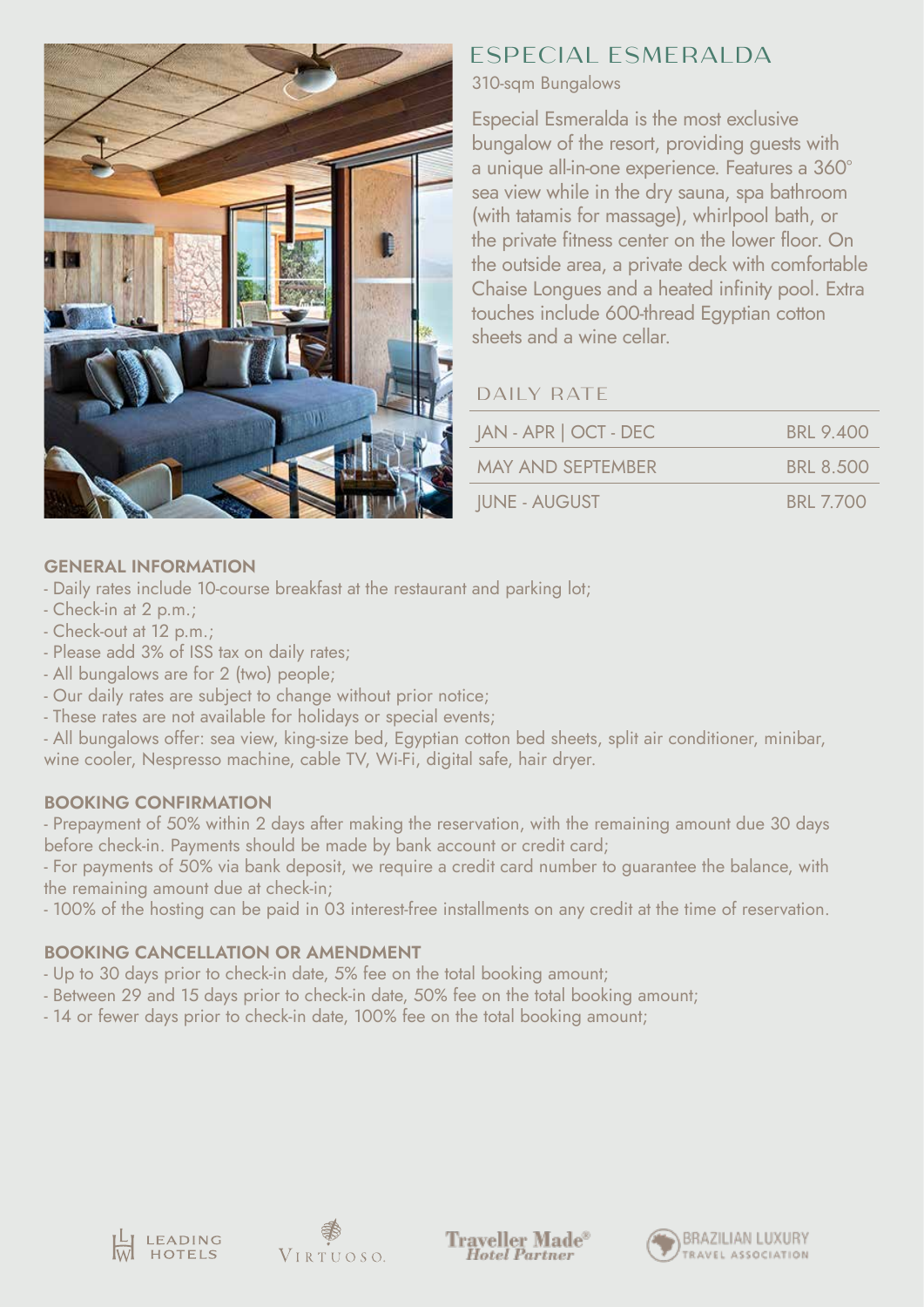## ESPECIAL ESMERALDA

310-sqm Bungalows

Especial Esmeralda is the most exclusive bungalow of the resort, providing guests with a unique all-in-one experience. Features a 360° sea view while in the dry sauna, spa bathroom (with tatamis for massage), whirlpool bath, or the private fitness center on the lower floor. On the outside area, a private deck with comfortable Chaise Longues and a heated infinity pool. Extra touches include 600-thread Egyptian cotton sheets and a wine cellar.

### DAILY RATE

| | |
|---|---|
| JAN - APR \| OCT - DEC | BRL 9.400 |
| MAY AND SEPTEMBER | BRL 8.500 |
| JUNE - AUGUST | BRL 7.700 |

**GENERAL INFORMATION**

- Daily rates include 10-course breakfast at the restaurant and parking lot;
- Check-in at 2 p.m.;
- Check-out at 12 p.m.;
- Please add 3% of ISS tax on daily rates;
- All bungalows are for 2 (two) people;
- Our daily rates are subject to change without prior notice;
- These rates are not available for holidays or special events;
- All bungalows offer: sea view, king-size bed, Egyptian cotton bed sheets, split air conditioner, minibar, wine cooler, Nespresso machine, cable TV, Wi-Fi, digital safe, hair dryer.

**BOOKING CONFIRMATION**

- Prepayment of 50% within 2 days after making the reservation, with the remaining amount due 30 days before check-in. Payments should be made by bank account or credit card;
- For payments of 50% via bank deposit, we require a credit card number to guarantee the balance, with the remaining amount due at check-in;
- 100% of the hosting can be paid in 03 interest-free installments on any credit at the time of reservation.

**BOOKING CANCELLATION OR AMENDMENT**

- Up to 30 days prior to check-in date, 5% fee on the total booking amount;
- Between 29 and 15 days prior to check-in date, 50% fee on the total booking amount;
- 14 or fewer days prior to check-in date, 100% fee on the total booking amount;

LEADING HOTELS VIRTUOSO. Traveller Made® Hotel Partner BRAZILIAN LUXURY TRAVEL ASSOCIATION